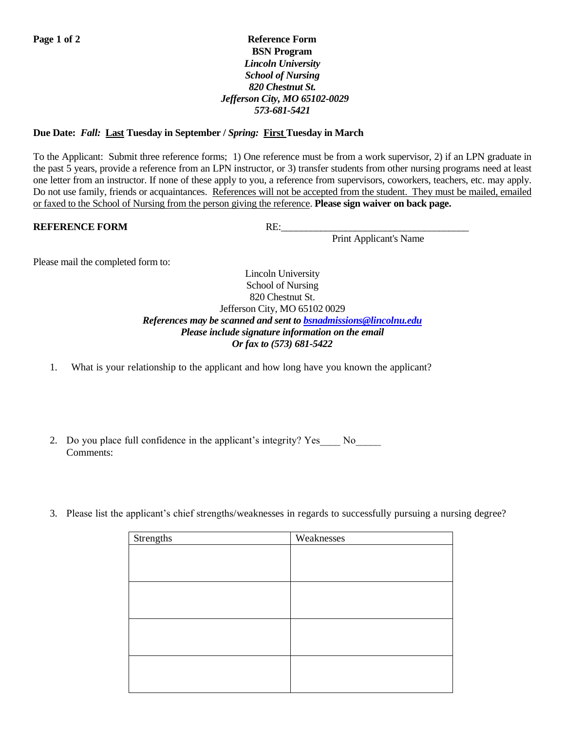**Reference Form**
**BSN Program**
***Lincoln University***
***School of Nursing***
***820 Chestnut St.***
***Jefferson City, MO 65102-0029***
***573-681-5421***

**Due Date:** ***Fall:*** **Last Tuesday in September /** ***Spring:*** **First Tuesday in March**

To the Applicant: Submit three reference forms; 1) One reference must be from a work supervisor, 2) if an LPN graduate in the past 5 years, provide a reference from an LPN instructor, or 3) transfer students from other nursing programs need at least one letter from an instructor. If none of these apply to you, a reference from supervisors, coworkers, teachers, etc. may apply. Do not use family, friends or acquaintances. References will not be accepted from the student. They must be mailed, emailed or faxed to the School of Nursing from the person giving the reference. **Please sign waiver on back page.**

**REFERENCE FORM**

RE:_______________________________________
Print Applicant's Name

Please mail the completed form to:

Lincoln University
School of Nursing
820 Chestnut St.
Jefferson City, MO 65102 0029
***References may be scanned and sent to bsnadmissions@lincolnu.edu***
***Please include signature information on the email***
***Or fax to (573) 681-5422***

1. What is your relationship to the applicant and how long have you known the applicant?

2. Do you place full confidence in the applicant's integrity? Yes____ No_____
   Comments:

3. Please list the applicant's chief strengths/weaknesses in regards to successfully pursuing a nursing degree?

| Strengths | Weaknesses |
|---|---|
| | |
| | |
| | |
| | |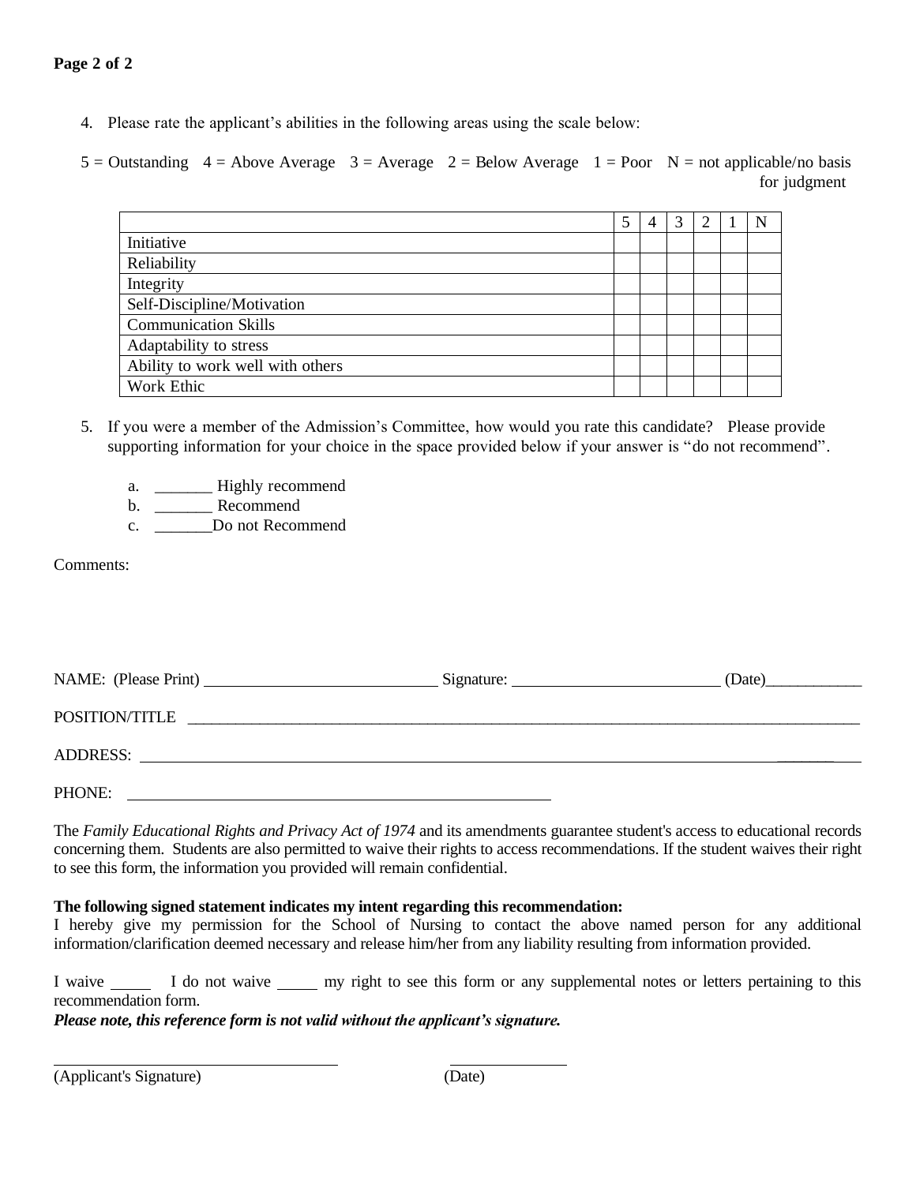4. Please rate the applicant's abilities in the following areas using the scale below:

5 = Outstanding 4 = Above Average 3 = Average 2 = Below Average 1 = Poor N = not applicable/no basis for judgment

| | 5 | 4 | 3 | 2 | 1 | N |
|---|---|---|---|---|---|---|
| Initiative | | | | | | |
| Reliability | | | | | | |
| Integrity | | | | | | |
| Self-Discipline/Motivation | | | | | | |
| Communication Skills | | | | | | |
| Adaptability to stress | | | | | | |
| Ability to work well with others | | | | | | |
| Work Ethic | | | | | | |

5. If you were a member of the Admission's Committee, how would you rate this candidate? Please provide supporting information for your choice in the space provided below if your answer is "do not recommend".

   a. _______ Highly recommend
   b. _______ Recommend
   c. _______Do not Recommend

Comments:

NAME: (Please Print) ______________________________ Signature: ___________________________ (Date)____________

POSITION/TITLE ____________________________________________________________________________________________

ADDRESS: ___________________________________________________________________________________________

PHONE: _______________________________________________________

The *Family Educational Rights and Privacy Act of 1974* and its amendments guarantee student's access to educational records concerning them. Students are also permitted to waive their rights to access recommendations. If the student waives their right to see this form, the information you provided will remain confidential.

**The following signed statement indicates my intent regarding this recommendation:**
I hereby give my permission for the School of Nursing to contact the above named person for any additional information/clarification deemed necessary and release him/her from any liability resulting from information provided.

I waive _____ I do not waive _____ my right to see this form or any supplemental notes or letters pertaining to this recommendation form.
***Please note, this reference form is not valid without the applicant's signature.***

_____________________________________ _______________
(Applicant's Signature) (Date)